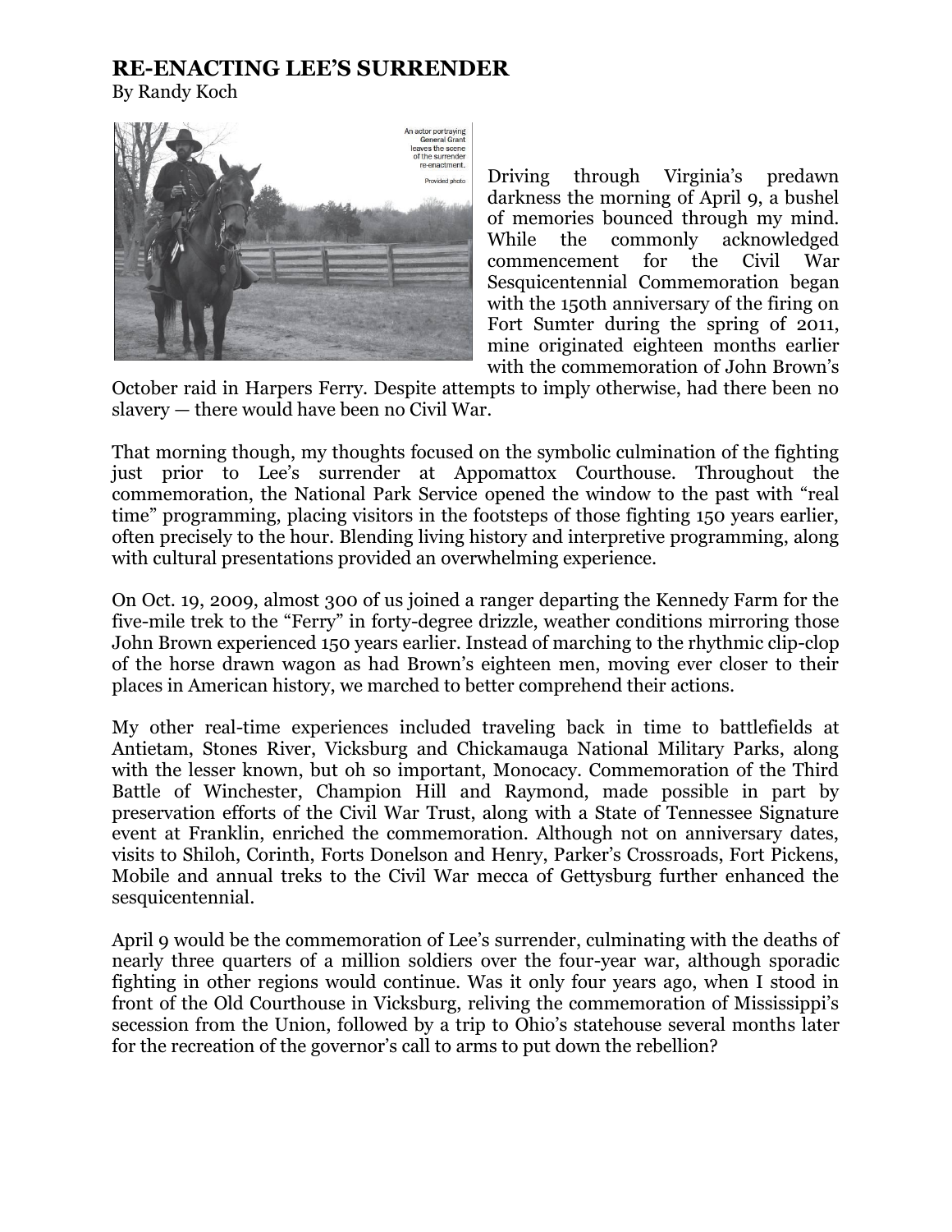## RE-ENACTING LEE'S SURRENDER

By Randy Koch

An actor portraying General Grant leaves the scene of the surrender re-enactment.

Provided photo

Driving through Virginia's predawn darkness the morning of April 9, a bushel of memories bounced through my mind. While the commonly acknowledged commencement for the Civil War Sesquicentennial Commemoration began with the 150th anniversary of the firing on Fort Sumter during the spring of 2011, mine originated eighteen months earlier with the commemoration of John Brown's October raid in Harpers Ferry. Despite attempts to imply otherwise, had there been no slavery — there would have been no Civil War.

That morning though, my thoughts focused on the symbolic culmination of the fighting just prior to Lee's surrender at Appomattox Courthouse. Throughout the commemoration, the National Park Service opened the window to the past with "real time" programming, placing visitors in the footsteps of those fighting 150 years earlier, often precisely to the hour. Blending living history and interpretive programming, along with cultural presentations provided an overwhelming experience.

On Oct. 19, 2009, almost 300 of us joined a ranger departing the Kennedy Farm for the five-mile trek to the "Ferry" in forty-degree drizzle, weather conditions mirroring those John Brown experienced 150 years earlier. Instead of marching to the rhythmic clip-clop of the horse drawn wagon as had Brown's eighteen men, moving ever closer to their places in American history, we marched to better comprehend their actions.

My other real-time experiences included traveling back in time to battlefields at Antietam, Stones River, Vicksburg and Chickamauga National Military Parks, along with the lesser known, but oh so important, Monocacy. Commemoration of the Third Battle of Winchester, Champion Hill and Raymond, made possible in part by preservation efforts of the Civil War Trust, along with a State of Tennessee Signature event at Franklin, enriched the commemoration. Although not on anniversary dates, visits to Shiloh, Corinth, Forts Donelson and Henry, Parker's Crossroads, Fort Pickens, Mobile and annual treks to the Civil War mecca of Gettysburg further enhanced the sesquicentennial.

April 9 would be the commemoration of Lee's surrender, culminating with the deaths of nearly three quarters of a million soldiers over the four-year war, although sporadic fighting in other regions would continue. Was it only four years ago, when I stood in front of the Old Courthouse in Vicksburg, reliving the commemoration of Mississippi's secession from the Union, followed by a trip to Ohio's statehouse several months later for the recreation of the governor's call to arms to put down the rebellion?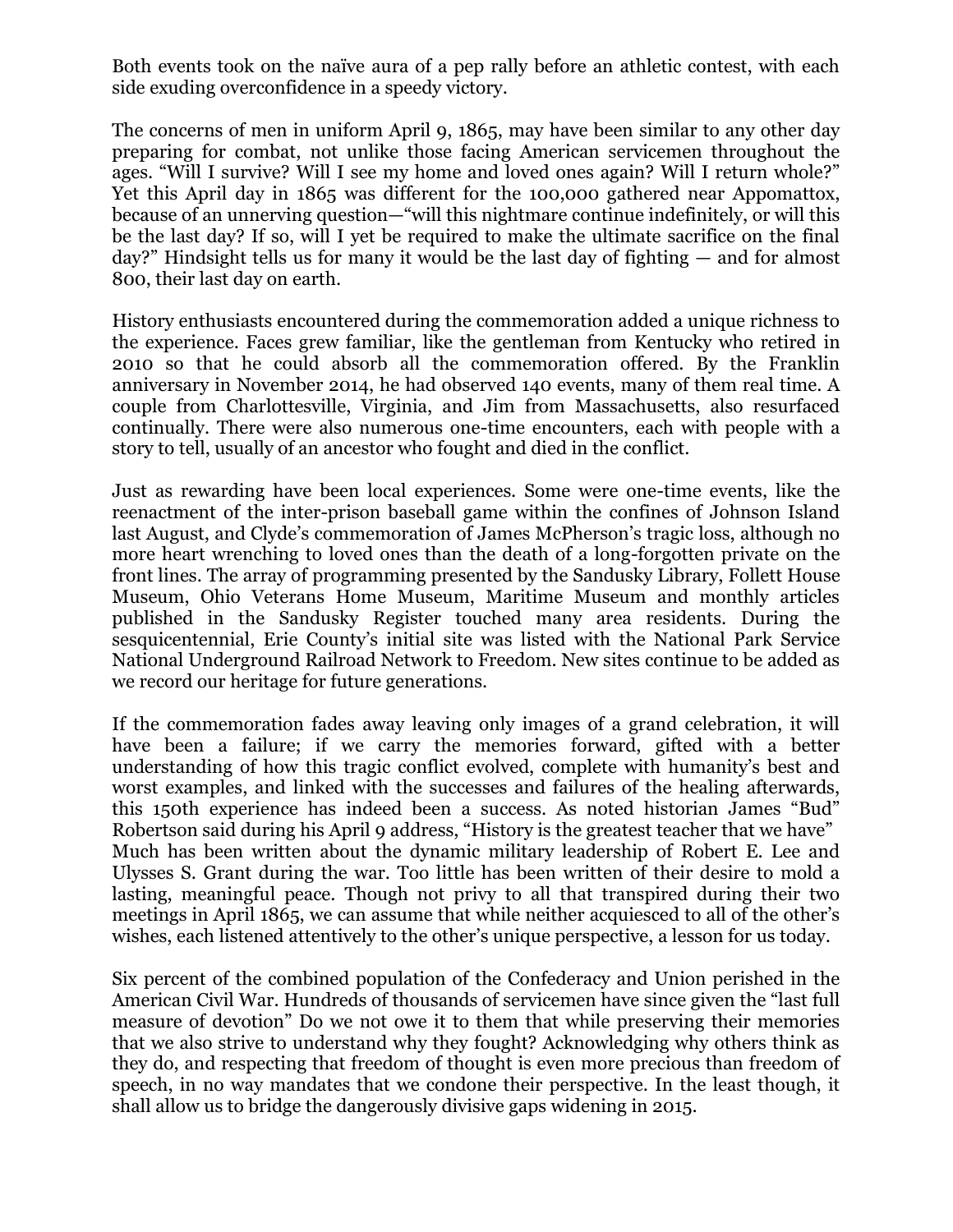Both events took on the naïve aura of a pep rally before an athletic contest, with each side exuding overconfidence in a speedy victory.

The concerns of men in uniform April 9, 1865, may have been similar to any other day preparing for combat, not unlike those facing American servicemen throughout the ages. “Will I survive? Will I see my home and loved ones again? Will I return whole?” Yet this April day in 1865 was different for the 100,000 gathered near Appomattox, because of an unnerving question—“will this nightmare continue indefinitely, or will this be the last day? If so, will I yet be required to make the ultimate sacrifice on the final day?” Hindsight tells us for many it would be the last day of fighting — and for almost 800, their last day on earth.

History enthusiasts encountered during the commemoration added a unique richness to the experience. Faces grew familiar, like the gentleman from Kentucky who retired in 2010 so that he could absorb all the commemoration offered. By the Franklin anniversary in November 2014, he had observed 140 events, many of them real time. A couple from Charlottesville, Virginia, and Jim from Massachusetts, also resurfaced continually. There were also numerous one-time encounters, each with people with a story to tell, usually of an ancestor who fought and died in the conflict.

Just as rewarding have been local experiences. Some were one-time events, like the reenactment of the inter-prison baseball game within the confines of Johnson Island last August, and Clyde’s commemoration of James McPherson’s tragic loss, although no more heart wrenching to loved ones than the death of a long-forgotten private on the front lines. The array of programming presented by the Sandusky Library, Follett House Museum, Ohio Veterans Home Museum, Maritime Museum and monthly articles published in the Sandusky Register touched many area residents. During the sesquicentennial, Erie County’s initial site was listed with the National Park Service National Underground Railroad Network to Freedom. New sites continue to be added as we record our heritage for future generations.

If the commemoration fades away leaving only images of a grand celebration, it will have been a failure; if we carry the memories forward, gifted with a better understanding of how this tragic conflict evolved, complete with humanity’s best and worst examples, and linked with the successes and failures of the healing afterwards, this 150th experience has indeed been a success. As noted historian James “Bud” Robertson said during his April 9 address, “History is the greatest teacher that we have”
Much has been written about the dynamic military leadership of Robert E. Lee and Ulysses S. Grant during the war. Too little has been written of their desire to mold a lasting, meaningful peace. Though not privy to all that transpired during their two meetings in April 1865, we can assume that while neither acquiesced to all of the other’s wishes, each listened attentively to the other’s unique perspective, a lesson for us today.

Six percent of the combined population of the Confederacy and Union perished in the American Civil War. Hundreds of thousands of servicemen have since given the “last full measure of devotion” Do we not owe it to them that while preserving their memories that we also strive to understand why they fought? Acknowledging why others think as they do, and respecting that freedom of thought is even more precious than freedom of speech, in no way mandates that we condone their perspective. In the least though, it shall allow us to bridge the dangerously divisive gaps widening in 2015.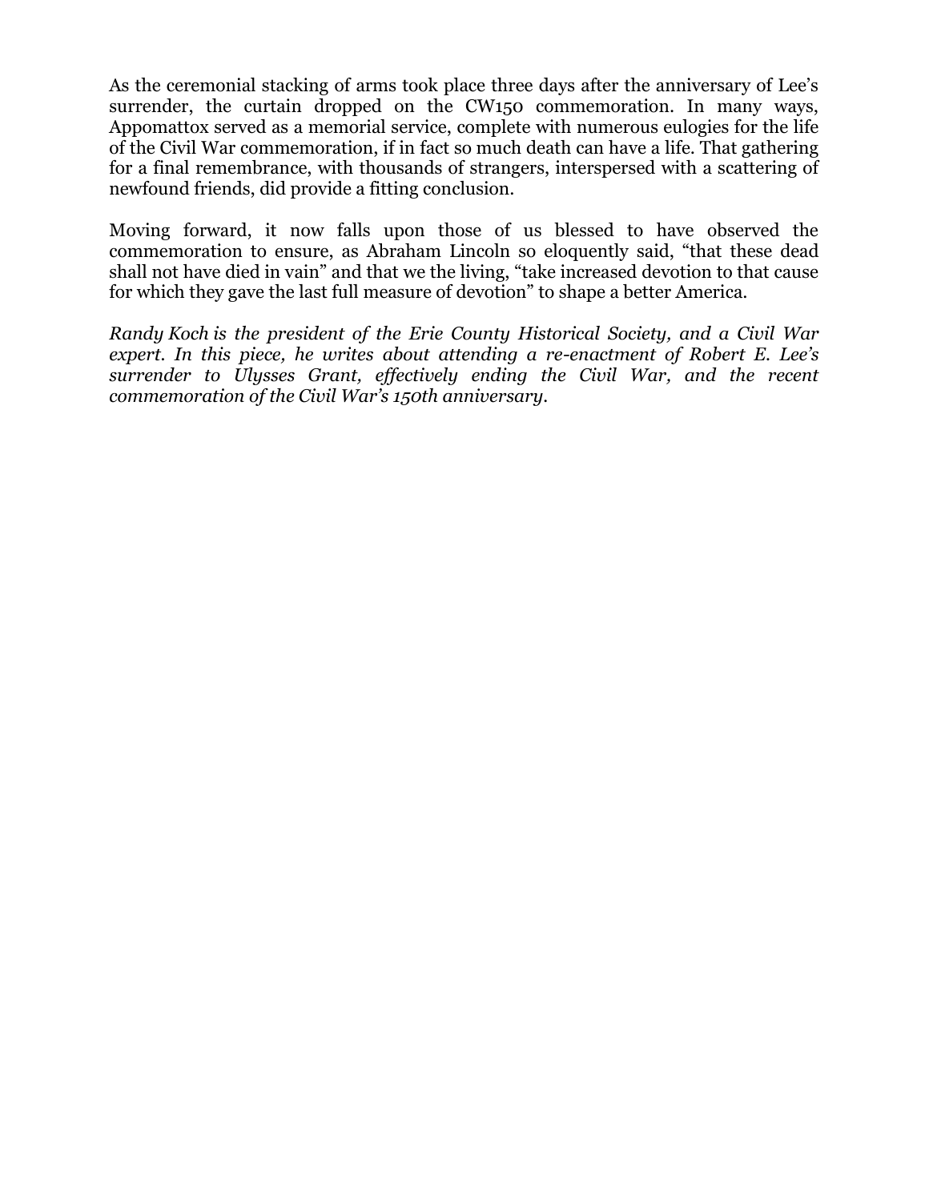As the ceremonial stacking of arms took place three days after the anniversary of Lee's surrender, the curtain dropped on the CW150 commemoration. In many ways, Appomattox served as a memorial service, complete with numerous eulogies for the life of the Civil War commemoration, if in fact so much death can have a life. That gathering for a final remembrance, with thousands of strangers, interspersed with a scattering of newfound friends, did provide a fitting conclusion.

Moving forward, it now falls upon those of us blessed to have observed the commemoration to ensure, as Abraham Lincoln so eloquently said, "that these dead shall not have died in vain" and that we the living, "take increased devotion to that cause for which they gave the last full measure of devotion" to shape a better America.

*Randy Koch is the president of the Erie County Historical Society, and a Civil War expert. In this piece, he writes about attending a re-enactment of Robert E. Lee's surrender to Ulysses Grant, effectively ending the Civil War, and the recent commemoration of the Civil War's 150th anniversary.*